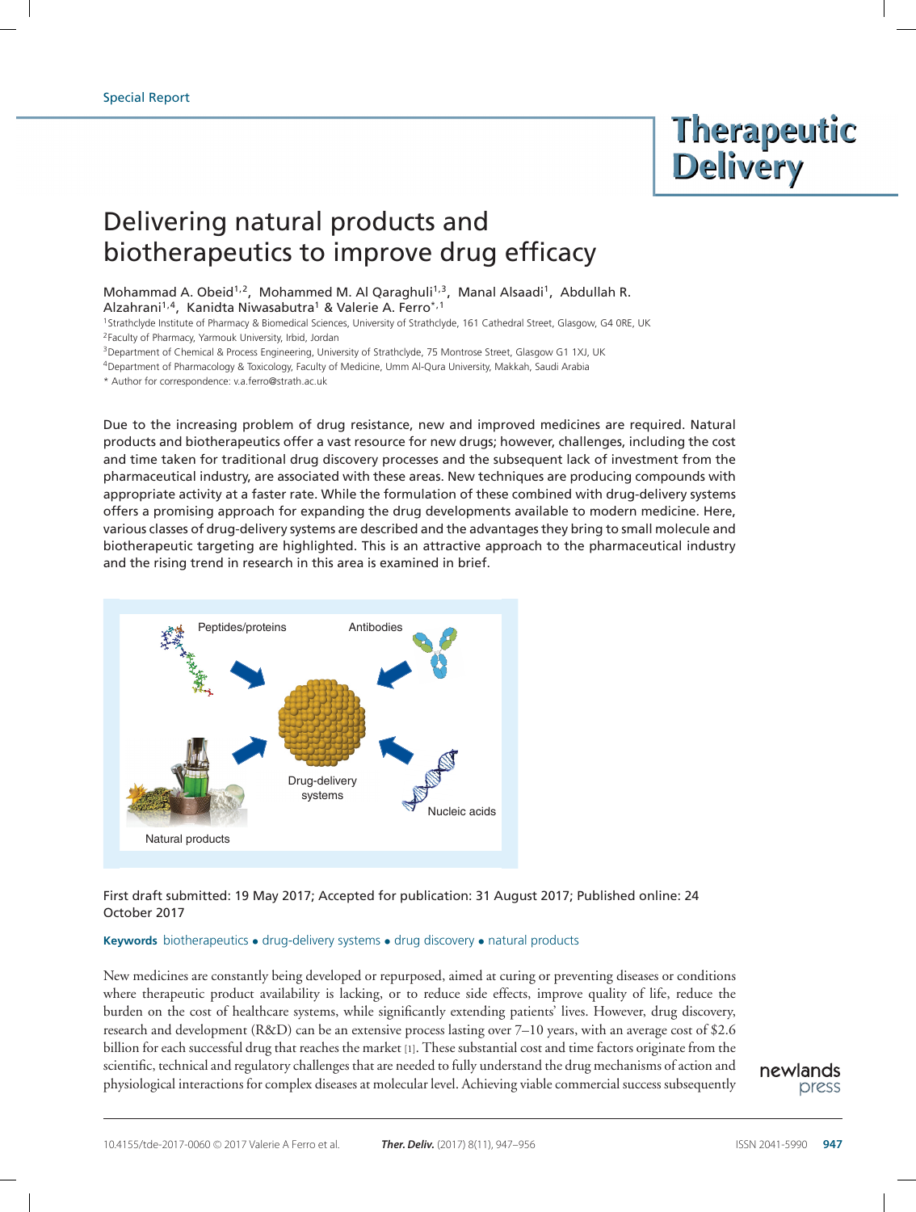Special Report

# Delivering natural products and biotherapeutics to improve drug efficacy

Mohammad A. Obeid[1,2], Mohammed M. Al Qaraghuli[1,3], Manal Alsaadi[1], Abdullah R. Alzahrani[1,4], Kanidta Niwasabutra[1] & Valerie A. Ferro*[,1]

[1]Strathclyde Institute of Pharmacy & Biomedical Sciences, University of Strathclyde, 161 Cathedral Street, Glasgow, G4 0RE, UK

[2]Faculty of Pharmacy, Yarmouk University, Irbid, Jordan

[3]Department of Chemical & Process Engineering, University of Strathclyde, 75 Montrose Street, Glasgow G1 1XJ, UK

[4]Department of Pharmacology & Toxicology, Faculty of Medicine, Umm Al-Qura University, Makkah, Saudi Arabia

* Author for correspondence: v.a.ferro@strath.ac.uk

Due to the increasing problem of drug resistance, new and improved medicines are required. Natural products and biotherapeutics offer a vast resource for new drugs; however, challenges, including the cost and time taken for traditional drug discovery processes and the subsequent lack of investment from the pharmaceutical industry, are associated with these areas. New techniques are producing compounds with appropriate activity at a faster rate. While the formulation of these combined with drug-delivery systems offers a promising approach for expanding the drug developments available to modern medicine. Here, various classes of drug-delivery systems are described and the advantages they bring to small molecule and biotherapeutic targeting are highlighted. This is an attractive approach to the pharmaceutical industry and the rising trend in research in this area is examined in brief.

First draft submitted: 19 May 2017; Accepted for publication: 31 August 2017; Published online: 24 October 2017

**Keywords** biotherapeutics • drug-delivery systems • drug discovery • natural products

New medicines are constantly being developed or repurposed, aimed at curing or preventing diseases or conditions where therapeutic product availability is lacking, or to reduce side effects, improve quality of life, reduce the burden on the cost of healthcare systems, while significantly extending patients' lives. However, drug discovery, research and development (R&D) can be an extensive process lasting over 7–10 years, with an average cost of $2.6 billion for each successful drug that reaches the market [1]. These substantial cost and time factors originate from the scientific, technical and regulatory challenges that are needed to fully understand the drug mechanisms of action and physiological interactions for complex diseases at molecular level. Achieving viable commercial success subsequently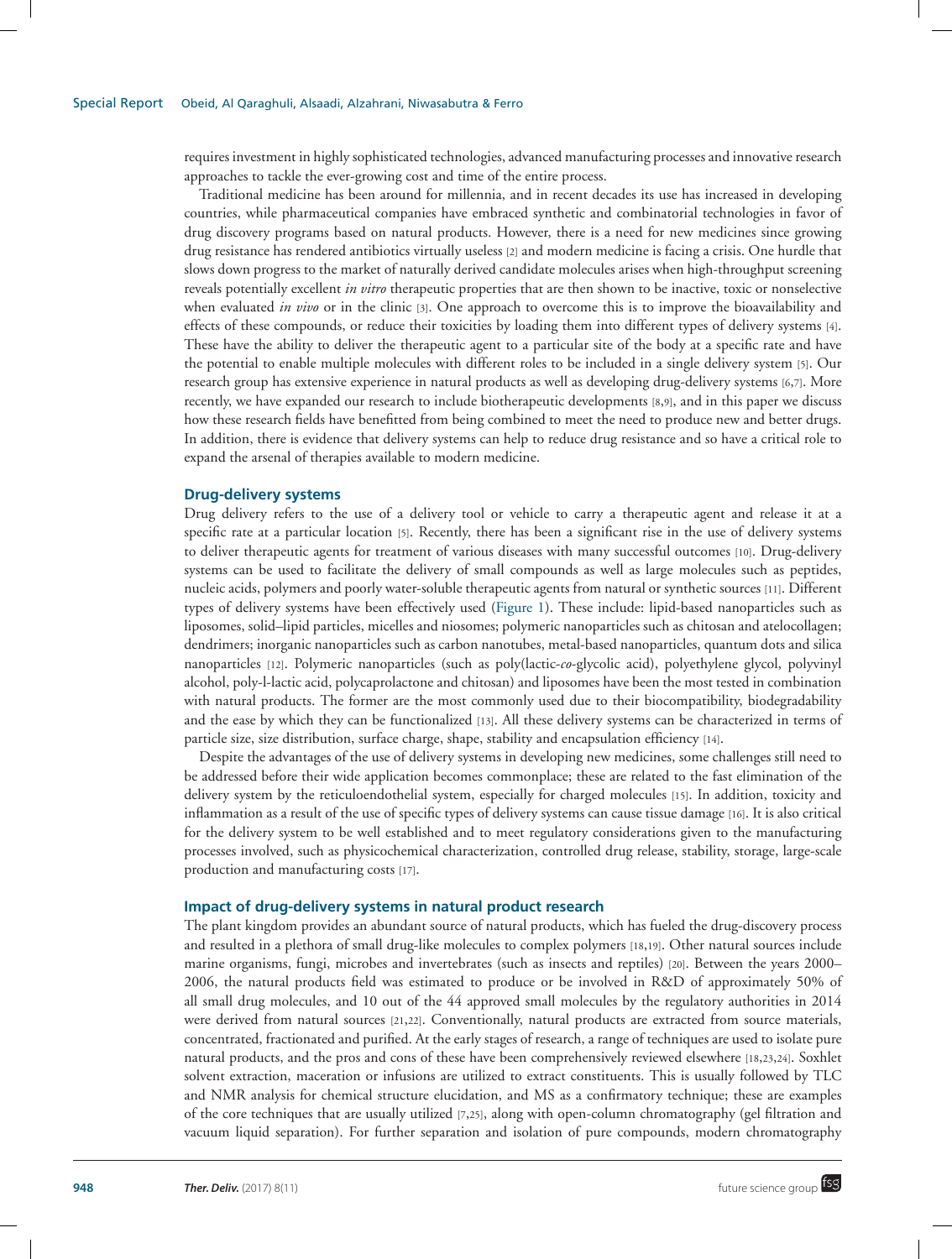requires investment in highly sophisticated technologies, advanced manufacturing processes and innovative research approaches to tackle the ever-growing cost and time of the entire process.

Traditional medicine has been around for millennia, and in recent decades its use has increased in developing countries, while pharmaceutical companies have embraced synthetic and combinatorial technologies in favor of drug discovery programs based on natural products. However, there is a need for new medicines since growing drug resistance has rendered antibiotics virtually useless [2] and modern medicine is facing a crisis. One hurdle that slows down progress to the market of naturally derived candidate molecules arises when high-throughput screening reveals potentially excellent *in vitro* therapeutic properties that are then shown to be inactive, toxic or nonselective when evaluated *in vivo* or in the clinic [3]. One approach to overcome this is to improve the bioavailability and effects of these compounds, or reduce their toxicities by loading them into different types of delivery systems [4]. These have the ability to deliver the therapeutic agent to a particular site of the body at a specific rate and have the potential to enable multiple molecules with different roles to be included in a single delivery system [5]. Our research group has extensive experience in natural products as well as developing drug-delivery systems [6,7]. More recently, we have expanded our research to include biotherapeutic developments [8,9], and in this paper we discuss how these research fields have benefitted from being combined to meet the need to produce new and better drugs. In addition, there is evidence that delivery systems can help to reduce drug resistance and so have a critical role to expand the arsenal of therapies available to modern medicine.

## Drug-delivery systems

Drug delivery refers to the use of a delivery tool or vehicle to carry a therapeutic agent and release it at a specific rate at a particular location [5]. Recently, there has been a significant rise in the use of delivery systems to deliver therapeutic agents for treatment of various diseases with many successful outcomes [10]. Drug-delivery systems can be used to facilitate the delivery of small compounds as well as large molecules such as peptides, nucleic acids, polymers and poorly water-soluble therapeutic agents from natural or synthetic sources [11]. Different types of delivery systems have been effectively used (Figure 1). These include: lipid-based nanoparticles such as liposomes, solid–lipid particles, micelles and niosomes; polymeric nanoparticles such as chitosan and atelocollagen; dendrimers; inorganic nanoparticles such as carbon nanotubes, metal-based nanoparticles, quantum dots and silica nanoparticles [12]. Polymeric nanoparticles (such as poly(lactic-*co*-glycolic acid), polyethylene glycol, polyvinyl alcohol, poly-l-lactic acid, polycaprolactone and chitosan) and liposomes have been the most tested in combination with natural products. The former are the most commonly used due to their biocompatibility, biodegradability and the ease by which they can be functionalized [13]. All these delivery systems can be characterized in terms of particle size, size distribution, surface charge, shape, stability and encapsulation efficiency [14].

Despite the advantages of the use of delivery systems in developing new medicines, some challenges still need to be addressed before their wide application becomes commonplace; these are related to the fast elimination of the delivery system by the reticuloendothelial system, especially for charged molecules [15]. In addition, toxicity and inflammation as a result of the use of specific types of delivery systems can cause tissue damage [16]. It is also critical for the delivery system to be well established and to meet regulatory considerations given to the manufacturing processes involved, such as physicochemical characterization, controlled drug release, stability, storage, large-scale production and manufacturing costs [17].

## Impact of drug-delivery systems in natural product research

The plant kingdom provides an abundant source of natural products, which has fueled the drug-discovery process and resulted in a plethora of small drug-like molecules to complex polymers [18,19]. Other natural sources include marine organisms, fungi, microbes and invertebrates (such as insects and reptiles) [20]. Between the years 2000–2006, the natural products field was estimated to produce or be involved in R&D of approximately 50% of all small drug molecules, and 10 out of the 44 approved small molecules by the regulatory authorities in 2014 were derived from natural sources [21,22]. Conventionally, natural products are extracted from source materials, concentrated, fractionated and purified. At the early stages of research, a range of techniques are used to isolate pure natural products, and the pros and cons of these have been comprehensively reviewed elsewhere [18,23,24]. Soxhlet solvent extraction, maceration or infusions are utilized to extract constituents. This is usually followed by TLC and NMR analysis for chemical structure elucidation, and MS as a confirmatory technique; these are examples of the core techniques that are usually utilized [7,25], along with open-column chromatography (gel filtration and vacuum liquid separation). For further separation and isolation of pure compounds, modern chromatography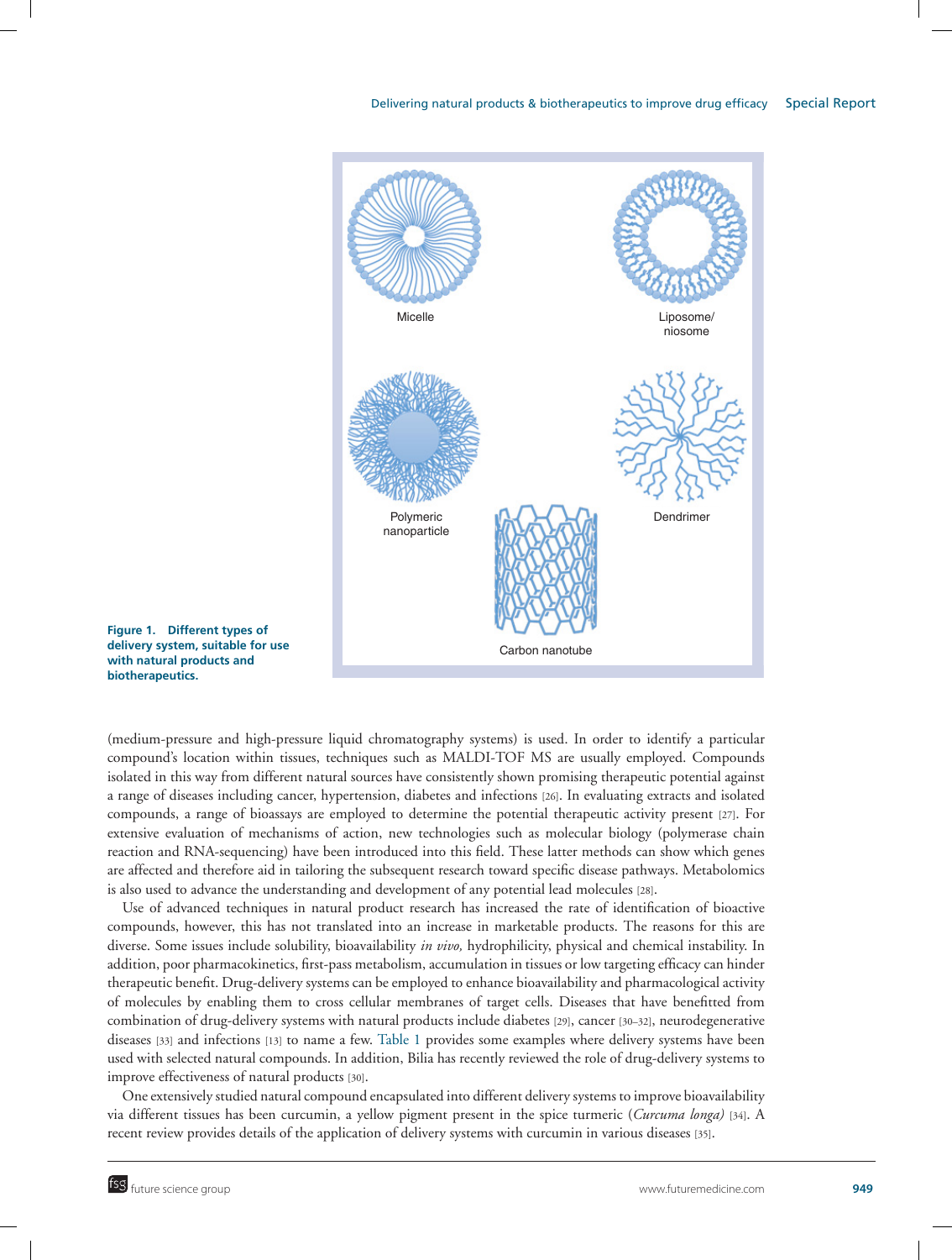Figure 1. Different types of delivery system, suitable for use with natural products and biotherapeutics.

(medium-pressure and high-pressure liquid chromatography systems) is used. In order to identify a particular compound's location within tissues, techniques such as MALDI-TOF MS are usually employed. Compounds isolated in this way from different natural sources have consistently shown promising therapeutic potential against a range of diseases including cancer, hypertension, diabetes and infections [26]. In evaluating extracts and isolated compounds, a range of bioassays are employed to determine the potential therapeutic activity present [27]. For extensive evaluation of mechanisms of action, new technologies such as molecular biology (polymerase chain reaction and RNA-sequencing) have been introduced into this field. These latter methods can show which genes are affected and therefore aid in tailoring the subsequent research toward specific disease pathways. Metabolomics is also used to advance the understanding and development of any potential lead molecules [28].

Use of advanced techniques in natural product research has increased the rate of identification of bioactive compounds, however, this has not translated into an increase in marketable products. The reasons for this are diverse. Some issues include solubility, bioavailability *in vivo,* hydrophilicity, physical and chemical instability. In addition, poor pharmacokinetics, first-pass metabolism, accumulation in tissues or low targeting efficacy can hinder therapeutic benefit. Drug-delivery systems can be employed to enhance bioavailability and pharmacological activity of molecules by enabling them to cross cellular membranes of target cells. Diseases that have benefitted from combination of drug-delivery systems with natural products include diabetes [29], cancer [30–32], neurodegenerative diseases [33] and infections [13] to name a few. Table 1 provides some examples where delivery systems have been used with selected natural compounds. In addition, Bilia has recently reviewed the role of drug-delivery systems to improve effectiveness of natural products [30].

One extensively studied natural compound encapsulated into different delivery systems to improve bioavailability via different tissues has been curcumin, a yellow pigment present in the spice turmeric (*Curcuma longa)* [34]. A recent review provides details of the application of delivery systems with curcumin in various diseases [35].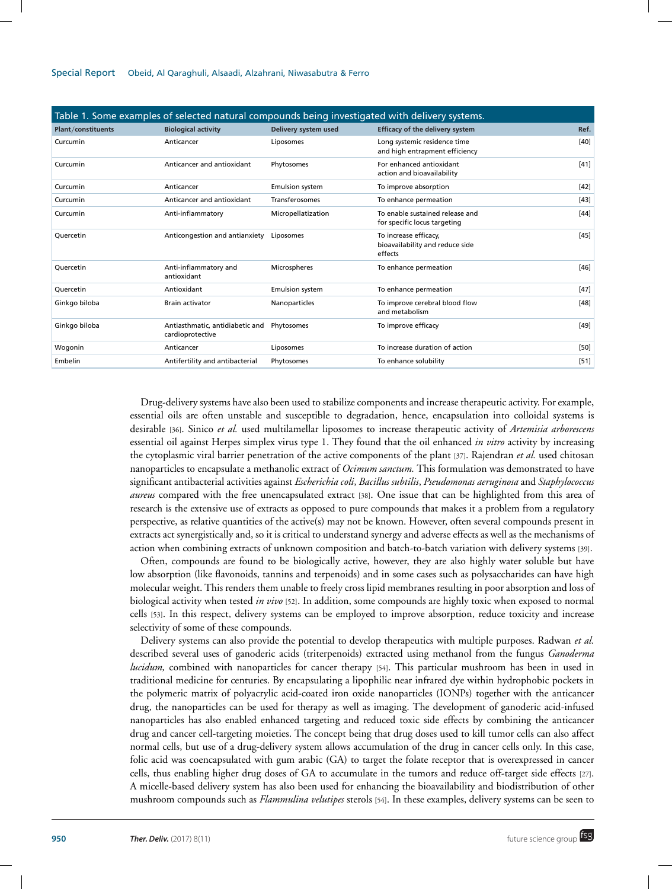Table 1. Some examples of selected natural compounds being investigated with delivery systems.

| Plant/constituents | Biological activity | Delivery system used | Efficacy of the delivery system | Ref. |
|---|---|---|---|---|
| Curcumin | Anticancer | Liposomes | Long systemic residence time and high entrapment efficiency | [40] |
| Curcumin | Anticancer and antioxidant | Phytosomes | For enhanced antioxidant action and bioavailability | [41] |
| Curcumin | Anticancer | Emulsion system | To improve absorption | [42] |
| Curcumin | Anticancer and antioxidant | Transferosomes | To enhance permeation | [43] |
| Curcumin | Anti-inflammatory | Micropellatization | To enable sustained release and for specific locus targeting | [44] |
| Quercetin | Anticongestion and antianxiety | Liposomes | To increase efficacy, bioavailability and reduce side effects | [45] |
| Quercetin | Anti-inflammatory and antioxidant | Microspheres | To enhance permeation | [46] |
| Quercetin | Antioxidant | Emulsion system | To enhance permeation | [47] |
| Ginkgo biloba | Brain activator | Nanoparticles | To improve cerebral blood flow and metabolism | [48] |
| Ginkgo biloba | Antiasthmatic, antidiabetic and cardioprotective | Phytosomes | To improve efficacy | [49] |
| Wogonin | Anticancer | Liposomes | To increase duration of action | [50] |
| Embelin | Antifertility and antibacterial | Phytosomes | To enhance solubility | [51] |

Drug-delivery systems have also been used to stabilize components and increase therapeutic activity. For example, essential oils are often unstable and susceptible to degradation, hence, encapsulation into colloidal systems is desirable [36]. Sinico *et al.* used multilamellar liposomes to increase therapeutic activity of *Artemisia arborescens* essential oil against Herpes simplex virus type 1. They found that the oil enhanced *in vitro* activity by increasing the cytoplasmic viral barrier penetration of the active components of the plant [37]. Rajendran *et al.* used chitosan nanoparticles to encapsulate a methanolic extract of *Ocimum sanctum.* This formulation was demonstrated to have significant antibacterial activities against *Escherichia coli*, *Bacillus subtilis*, *Pseudomonas aeruginosa* and *Staphylococcus aureus* compared with the free unencapsulated extract [38]. One issue that can be highlighted from this area of research is the extensive use of extracts as opposed to pure compounds that makes it a problem from a regulatory perspective, as relative quantities of the active(s) may not be known. However, often several compounds present in extracts act synergistically and, so it is critical to understand synergy and adverse effects as well as the mechanisms of action when combining extracts of unknown composition and batch-to-batch variation with delivery systems [39].

Often, compounds are found to be biologically active, however, they are also highly water soluble but have low absorption (like flavonoids, tannins and terpenoids) and in some cases such as polysaccharides can have high molecular weight. This renders them unable to freely cross lipid membranes resulting in poor absorption and loss of biological activity when tested *in vivo* [52]. In addition, some compounds are highly toxic when exposed to normal cells [53]. In this respect, delivery systems can be employed to improve absorption, reduce toxicity and increase selectivity of some of these compounds.

Delivery systems can also provide the potential to develop therapeutics with multiple purposes. Radwan *et al.* described several uses of ganoderic acids (triterpenoids) extracted using methanol from the fungus *Ganoderma lucidum,* combined with nanoparticles for cancer therapy [54]. This particular mushroom has been in used in traditional medicine for centuries. By encapsulating a lipophilic near infrared dye within hydrophobic pockets in the polymeric matrix of polyacrylic acid-coated iron oxide nanoparticles (IONPs) together with the anticancer drug, the nanoparticles can be used for therapy as well as imaging. The development of ganoderic acid-infused nanoparticles has also enabled enhanced targeting and reduced toxic side effects by combining the anticancer drug and cancer cell-targeting moieties. The concept being that drug doses used to kill tumor cells can also affect normal cells, but use of a drug-delivery system allows accumulation of the drug in cancer cells only. In this case, folic acid was coencapsulated with gum arabic (GA) to target the folate receptor that is overexpressed in cancer cells, thus enabling higher drug doses of GA to accumulate in the tumors and reduce off-target side effects [27]. A micelle-based delivery system has also been used for enhancing the bioavailability and biodistribution of other mushroom compounds such as *Flammulina velutipes* sterols [54]. In these examples, delivery systems can be seen to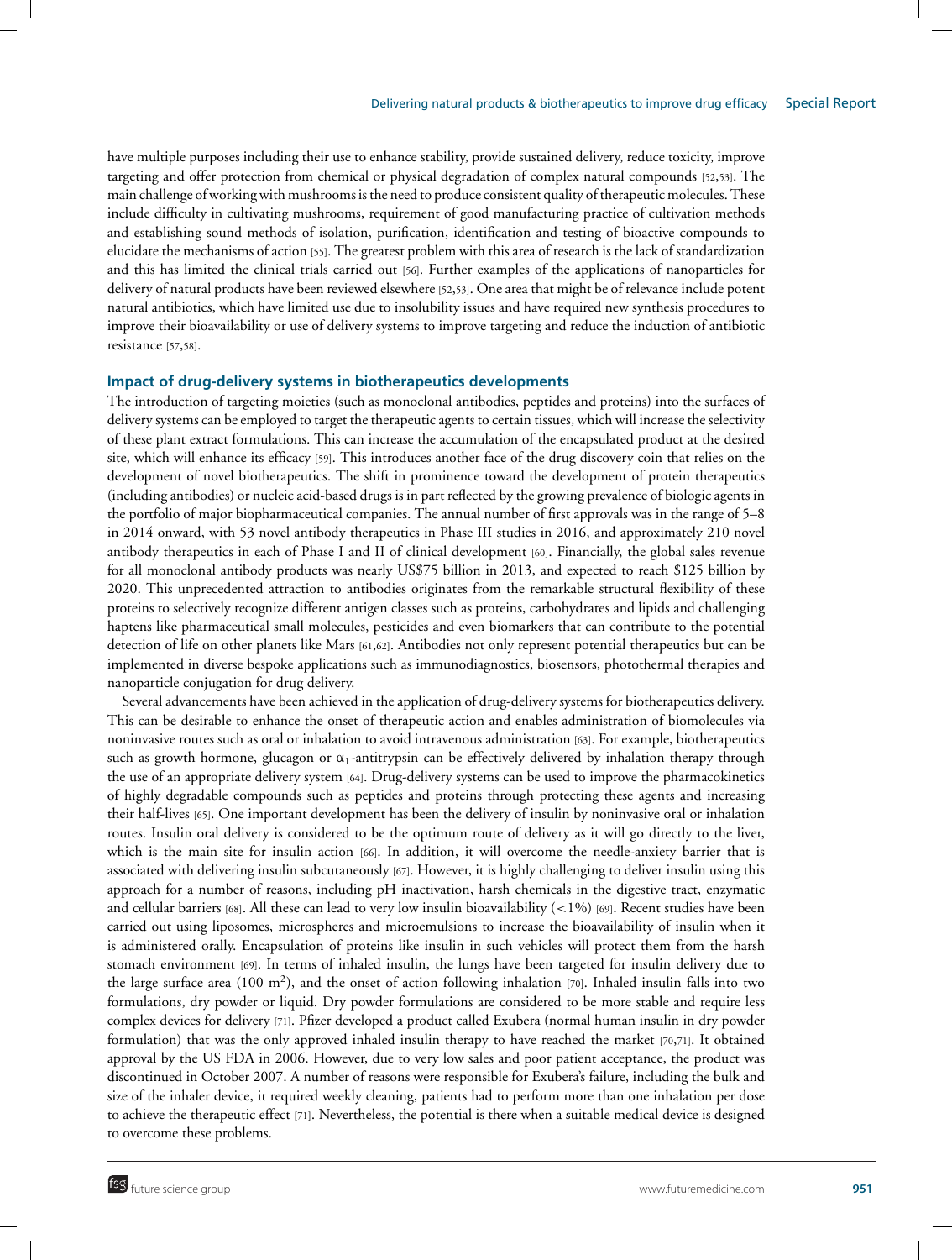have multiple purposes including their use to enhance stability, provide sustained delivery, reduce toxicity, improve targeting and offer protection from chemical or physical degradation of complex natural compounds [52,53]. The main challenge of working with mushrooms is the need to produce consistent quality of therapeutic molecules. These include difficulty in cultivating mushrooms, requirement of good manufacturing practice of cultivation methods and establishing sound methods of isolation, purification, identification and testing of bioactive compounds to elucidate the mechanisms of action [55]. The greatest problem with this area of research is the lack of standardization and this has limited the clinical trials carried out [56]. Further examples of the applications of nanoparticles for delivery of natural products have been reviewed elsewhere [52,53]. One area that might be of relevance include potent natural antibiotics, which have limited use due to insolubility issues and have required new synthesis procedures to improve their bioavailability or use of delivery systems to improve targeting and reduce the induction of antibiotic resistance [57,58].

## Impact of drug-delivery systems in biotherapeutics developments

The introduction of targeting moieties (such as monoclonal antibodies, peptides and proteins) into the surfaces of delivery systems can be employed to target the therapeutic agents to certain tissues, which will increase the selectivity of these plant extract formulations. This can increase the accumulation of the encapsulated product at the desired site, which will enhance its efficacy [59]. This introduces another face of the drug discovery coin that relies on the development of novel biotherapeutics. The shift in prominence toward the development of protein therapeutics (including antibodies) or nucleic acid-based drugs is in part reflected by the growing prevalence of biologic agents in the portfolio of major biopharmaceutical companies. The annual number of first approvals was in the range of 5–8 in 2014 onward, with 53 novel antibody therapeutics in Phase III studies in 2016, and approximately 210 novel antibody therapeutics in each of Phase I and II of clinical development [60]. Financially, the global sales revenue for all monoclonal antibody products was nearly US$75 billion in 2013, and expected to reach $125 billion by 2020. This unprecedented attraction to antibodies originates from the remarkable structural flexibility of these proteins to selectively recognize different antigen classes such as proteins, carbohydrates and lipids and challenging haptens like pharmaceutical small molecules, pesticides and even biomarkers that can contribute to the potential detection of life on other planets like Mars [61,62]. Antibodies not only represent potential therapeutics but can be implemented in diverse bespoke applications such as immunodiagnostics, biosensors, photothermal therapies and nanoparticle conjugation for drug delivery.

Several advancements have been achieved in the application of drug-delivery systems for biotherapeutics delivery. This can be desirable to enhance the onset of therapeutic action and enables administration of biomolecules via noninvasive routes such as oral or inhalation to avoid intravenous administration [63]. For example, biotherapeutics such as growth hormone, glucagon or $\alpha_1$-antitrypsin can be effectively delivered by inhalation therapy through the use of an appropriate delivery system [64]. Drug-delivery systems can be used to improve the pharmacokinetics of highly degradable compounds such as peptides and proteins through protecting these agents and increasing their half-lives [65]. One important development has been the delivery of insulin by noninvasive oral or inhalation routes. Insulin oral delivery is considered to be the optimum route of delivery as it will go directly to the liver, which is the main site for insulin action [66]. In addition, it will overcome the needle-anxiety barrier that is associated with delivering insulin subcutaneously [67]. However, it is highly challenging to deliver insulin using this approach for a number of reasons, including pH inactivation, harsh chemicals in the digestive tract, enzymatic and cellular barriers [68]. All these can lead to very low insulin bioavailability (<1%) [69]. Recent studies have been carried out using liposomes, microspheres and microemulsions to increase the bioavailability of insulin when it is administered orally. Encapsulation of proteins like insulin in such vehicles will protect them from the harsh stomach environment [69]. In terms of inhaled insulin, the lungs have been targeted for insulin delivery due to the large surface area (100 $m^2$), and the onset of action following inhalation [70]. Inhaled insulin falls into two formulations, dry powder or liquid. Dry powder formulations are considered to be more stable and require less complex devices for delivery [71]. Pfizer developed a product called Exubera (normal human insulin in dry powder formulation) that was the only approved inhaled insulin therapy to have reached the market [70,71]. It obtained approval by the US FDA in 2006. However, due to very low sales and poor patient acceptance, the product was discontinued in October 2007. A number of reasons were responsible for Exubera's failure, including the bulk and size of the inhaler device, it required weekly cleaning, patients had to perform more than one inhalation per dose to achieve the therapeutic effect [71]. Nevertheless, the potential is there when a suitable medical device is designed to overcome these problems.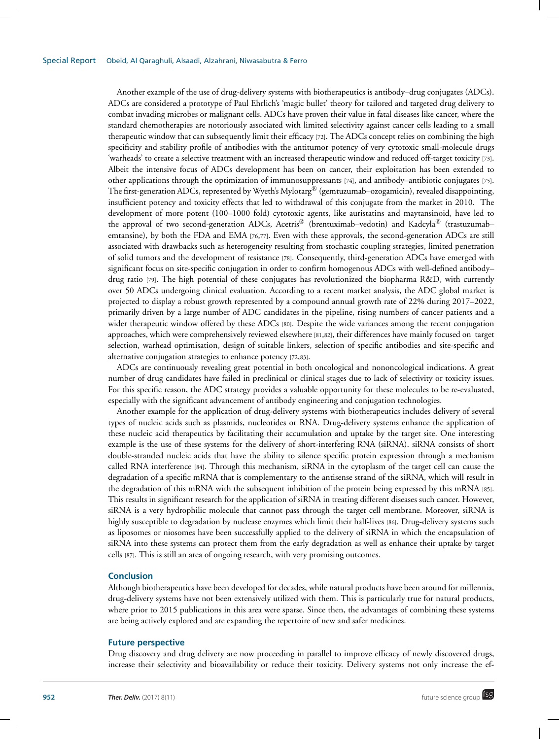Another example of the use of drug-delivery systems with biotherapeutics is antibody–drug conjugates (ADCs). ADCs are considered a prototype of Paul Ehrlich's 'magic bullet' theory for tailored and targeted drug delivery to combat invading microbes or malignant cells. ADCs have proven their value in fatal diseases like cancer, where the standard chemotherapies are notoriously associated with limited selectivity against cancer cells leading to a small therapeutic window that can subsequently limit their efficacy [72]. The ADCs concept relies on combining the high specificity and stability profile of antibodies with the antitumor potency of very cytotoxic small-molecule drugs 'warheads' to create a selective treatment with an increased therapeutic window and reduced off-target toxicity [73]. Albeit the intensive focus of ADCs development has been on cancer, their exploitation has been extended to other applications through the optimization of immunosuppressants [74], and antibody–antibiotic conjugates [75]. The first-generation ADCs, represented by Wyeth's Mylotarg® (gemtuzumab–ozogamicin), revealed disappointing, insufficient potency and toxicity effects that led to withdrawal of this conjugate from the market in 2010. The development of more potent (100–1000 fold) cytotoxic agents, like auristatins and maytansinoid, have led to the approval of two second-generation ADCs, Acetris® (brentuximab–vedotin) and Kadcyla® (trastuzumab–emtansine), by both the FDA and EMA [76,77]. Even with these approvals, the second-generation ADCs are still associated with drawbacks such as heterogeneity resulting from stochastic coupling strategies, limited penetration of solid tumors and the development of resistance [78]. Consequently, third-generation ADCs have emerged with significant focus on site-specific conjugation in order to confirm homogenous ADCs with well-defined antibody–drug ratio [79]. The high potential of these conjugates has revolutionized the biopharma R&D, with currently over 50 ADCs undergoing clinical evaluation. According to a recent market analysis, the ADC global market is projected to display a robust growth represented by a compound annual growth rate of 22% during 2017–2022, primarily driven by a large number of ADC candidates in the pipeline, rising numbers of cancer patients and a wider therapeutic window offered by these ADCs [80]. Despite the wide variances among the recent conjugation approaches, which were comprehensively reviewed elsewhere [81,82], their differences have mainly focused on target selection, warhead optimisation, design of suitable linkers, selection of specific antibodies and site-specific and alternative conjugation strategies to enhance potency [72,83].

ADCs are continuously revealing great potential in both oncological and nononcological indications. A great number of drug candidates have failed in preclinical or clinical stages due to lack of selectivity or toxicity issues. For this specific reason, the ADC strategy provides a valuable opportunity for these molecules to be re-evaluated, especially with the significant advancement of antibody engineering and conjugation technologies.

Another example for the application of drug-delivery systems with biotherapeutics includes delivery of several types of nucleic acids such as plasmids, nucleotides or RNA. Drug-delivery systems enhance the application of these nucleic acid therapeutics by facilitating their accumulation and uptake by the target site. One interesting example is the use of these systems for the delivery of short-interfering RNA (siRNA). siRNA consists of short double-stranded nucleic acids that have the ability to silence specific protein expression through a mechanism called RNA interference [84]. Through this mechanism, siRNA in the cytoplasm of the target cell can cause the degradation of a specific mRNA that is complementary to the antisense strand of the siRNA, which will result in the degradation of this mRNA with the subsequent inhibition of the protein being expressed by this mRNA [85]. This results in significant research for the application of siRNA in treating different diseases such cancer. However, siRNA is a very hydrophilic molecule that cannot pass through the target cell membrane. Moreover, siRNA is highly susceptible to degradation by nuclease enzymes which limit their half-lives [86]. Drug-delivery systems such as liposomes or niosomes have been successfully applied to the delivery of siRNA in which the encapsulation of siRNA into these systems can protect them from the early degradation as well as enhance their uptake by target cells [87]. This is still an area of ongoing research, with very promising outcomes.

## Conclusion

Although biotherapeutics have been developed for decades, while natural products have been around for millennia, drug-delivery systems have not been extensively utilized with them. This is particularly true for natural products, where prior to 2015 publications in this area were sparse. Since then, the advantages of combining these systems are being actively explored and are expanding the repertoire of new and safer medicines.

## Future perspective

Drug discovery and drug delivery are now proceeding in parallel to improve efficacy of newly discovered drugs, increase their selectivity and bioavailability or reduce their toxicity. Delivery systems not only increase the ef-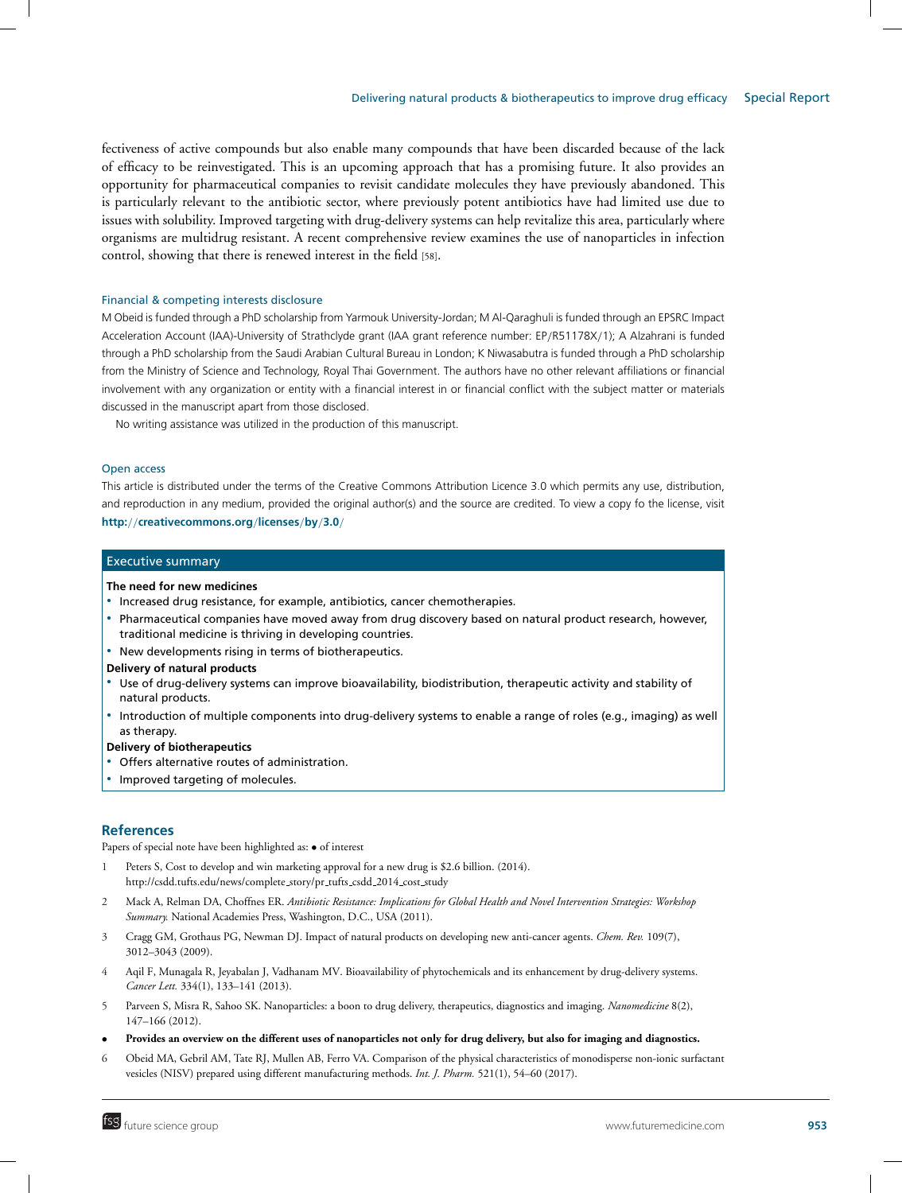fectiveness of active compounds but also enable many compounds that have been discarded because of the lack of efficacy to be reinvestigated. This is an upcoming approach that has a promising future. It also provides an opportunity for pharmaceutical companies to revisit candidate molecules they have previously abandoned. This is particularly relevant to the antibiotic sector, where previously potent antibiotics have had limited use due to issues with solubility. Improved targeting with drug-delivery systems can help revitalize this area, particularly where organisms are multidrug resistant. A recent comprehensive review examines the use of nanoparticles in infection control, showing that there is renewed interest in the field [58].

#### Financial & competing interests disclosure

M Obeid is funded through a PhD scholarship from Yarmouk University-Jordan; M Al-Qaraghuli is funded through an EPSRC Impact Acceleration Account (IAA)-University of Strathclyde grant (IAA grant reference number: EP/R51178X/1); A Alzahrani is funded through a PhD scholarship from the Saudi Arabian Cultural Bureau in London; K Niwasabutra is funded through a PhD scholarship from the Ministry of Science and Technology, Royal Thai Government. The authors have no other relevant affiliations or financial involvement with any organization or entity with a financial interest in or financial conflict with the subject matter or materials discussed in the manuscript apart from those disclosed.

No writing assistance was utilized in the production of this manuscript.

#### Open access

This article is distributed under the terms of the Creative Commons Attribution Licence 3.0 which permits any use, distribution, and reproduction in any medium, provided the original author(s) and the source are credited. To view a copy fo the license, visit **http://creativecommons.org/licenses/by/3.0/**

### Executive summary

**The need for new medicines**

- Increased drug resistance, for example, antibiotics, cancer chemotherapies.
- Pharmaceutical companies have moved away from drug discovery based on natural product research, however, traditional medicine is thriving in developing countries.
- New developments rising in terms of biotherapeutics.

**Delivery of natural products**

- Use of drug-delivery systems can improve bioavailability, biodistribution, therapeutic activity and stability of natural products.
- Introduction of multiple components into drug-delivery systems to enable a range of roles (e.g., imaging) as well as therapy.

**Delivery of biotherapeutics**

- Offers alternative routes of administration.
- Improved targeting of molecules.

## References

Papers of special note have been highlighted as: • of interest

1. Peters S, Cost to develop and win marketing approval for a new drug is $2.6 billion. (2014). http://csdd.tufts.edu/news/complete_story/pr_tufts_csdd_2014_cost_study
2. Mack A, Relman DA, Choffnes ER. *Antibiotic Resistance: Implications for Global Health and Novel Intervention Strategies: Workshop Summary.* National Academies Press, Washington, D.C., USA (2011).
3. Cragg GM, Grothaus PG, Newman DJ. Impact of natural products on developing new anti-cancer agents. *Chem. Rev.* 109(7), 3012–3043 (2009).
4. Aqil F, Munagala R, Jeyabalan J, Vadhanam MV. Bioavailability of phytochemicals and its enhancement by drug-delivery systems. *Cancer Lett.* 334(1), 133–141 (2013).
5. Parveen S, Misra R, Sahoo SK. Nanoparticles: a boon to drug delivery, therapeutics, diagnostics and imaging. *Nanomedicine* 8(2), 147–166 (2012).
   - • **Provides an overview on the different uses of nanoparticles not only for drug delivery, but also for imaging and diagnostics.**
6. Obeid MA, Gebril AM, Tate RJ, Mullen AB, Ferro VA. Comparison of the physical characteristics of monodisperse non-ionic surfactant vesicles (NISV) prepared using different manufacturing methods. *Int. J. Pharm.* 521(1), 54–60 (2017).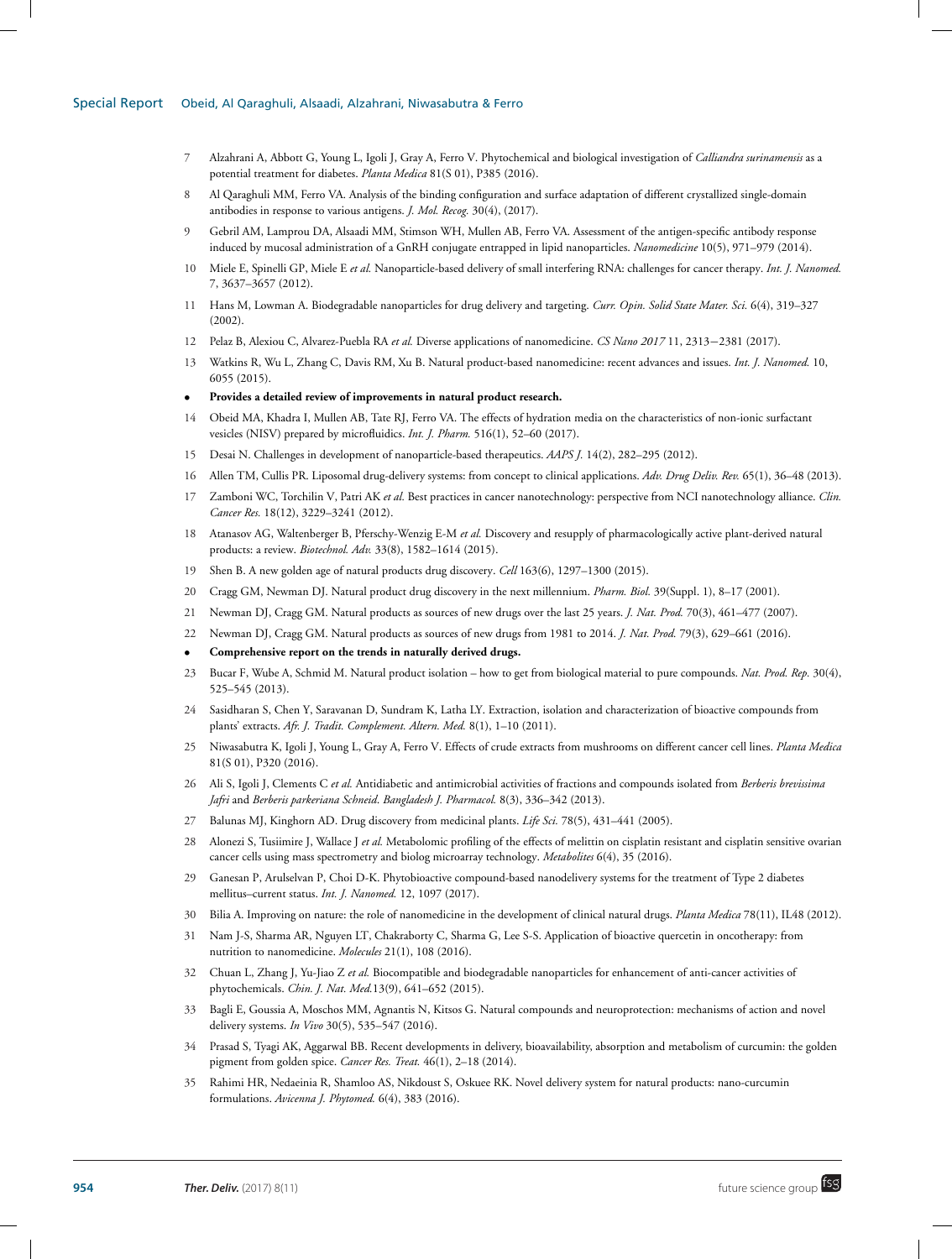7 Alzahrani A, Abbott G, Young L, Igoli J, Gray A, Ferro V. Phytochemical and biological investigation of *Calliandra surinamensis* as a potential treatment for diabetes. *Planta Medica* 81(S 01), P385 (2016).

8 Al Qaraghuli MM, Ferro VA. Analysis of the binding configuration and surface adaptation of different crystallized single-domain antibodies in response to various antigens. *J. Mol. Recog.* 30(4), (2017).

9 Gebril AM, Lamprou DA, Alsaadi MM, Stimson WH, Mullen AB, Ferro VA. Assessment of the antigen-specific antibody response induced by mucosal administration of a GnRH conjugate entrapped in lipid nanoparticles. *Nanomedicine* 10(5), 971–979 (2014).

10 Miele E, Spinelli GP, Miele E *et al.* Nanoparticle-based delivery of small interfering RNA: challenges for cancer therapy. *Int. J. Nanomed.* 7, 3637–3657 (2012).

11 Hans M, Lowman A. Biodegradable nanoparticles for drug delivery and targeting. *Curr. Opin. Solid State Mater. Sci.* 6(4), 319–327 (2002).

12 Pelaz B, Alexiou C, Alvarez-Puebla RA *et al.* Diverse applications of nanomedicine. *CS Nano 2017* 11, 2313−2381 (2017).

13 Watkins R, Wu L, Zhang C, Davis RM, Xu B. Natural product-based nanomedicine: recent advances and issues. *Int. J. Nanomed.* 10, 6055 (2015).

- **Provides a detailed review of improvements in natural product research.**

14 Obeid MA, Khadra I, Mullen AB, Tate RJ, Ferro VA. The effects of hydration media on the characteristics of non-ionic surfactant vesicles (NISV) prepared by microfluidics. *Int. J. Pharm.* 516(1), 52–60 (2017).

15 Desai N. Challenges in development of nanoparticle-based therapeutics. *AAPS J.* 14(2), 282–295 (2012).

16 Allen TM, Cullis PR. Liposomal drug-delivery systems: from concept to clinical applications. *Adv. Drug Deliv. Rev.* 65(1), 36–48 (2013).

17 Zamboni WC, Torchilin V, Patri AK *et al.* Best practices in cancer nanotechnology: perspective from NCI nanotechnology alliance. *Clin. Cancer Res.* 18(12), 3229–3241 (2012).

18 Atanasov AG, Waltenberger B, Pferschy-Wenzig E-M *et al.* Discovery and resupply of pharmacologically active plant-derived natural products: a review. *Biotechnol. Adv.* 33(8), 1582–1614 (2015).

19 Shen B. A new golden age of natural products drug discovery. *Cell* 163(6), 1297–1300 (2015).

20 Cragg GM, Newman DJ. Natural product drug discovery in the next millennium. *Pharm. Biol.* 39(Suppl. 1), 8–17 (2001).

21 Newman DJ, Cragg GM. Natural products as sources of new drugs over the last 25 years. *J. Nat. Prod.* 70(3), 461–477 (2007).

22 Newman DJ, Cragg GM. Natural products as sources of new drugs from 1981 to 2014. *J. Nat. Prod.* 79(3), 629–661 (2016).

- **Comprehensive report on the trends in naturally derived drugs.**

23 Bucar F, Wube A, Schmid M. Natural product isolation – how to get from biological material to pure compounds. *Nat. Prod. Rep.* 30(4), 525–545 (2013).

24 Sasidharan S, Chen Y, Saravanan D, Sundram K, Latha LY. Extraction, isolation and characterization of bioactive compounds from plants' extracts. *Afr. J. Tradit. Complement. Altern. Med.* 8(1), 1–10 (2011).

25 Niwasabutra K, Igoli J, Young L, Gray A, Ferro V. Effects of crude extracts from mushrooms on different cancer cell lines. *Planta Medica* 81(S 01), P320 (2016).

26 Ali S, Igoli J, Clements C *et al.* Antidiabetic and antimicrobial activities of fractions and compounds isolated from *Berberis brevissima Jafri* and *Berberis parkeriana Schneid*. *Bangladesh J. Pharmacol.* 8(3), 336–342 (2013).

27 Balunas MJ, Kinghorn AD. Drug discovery from medicinal plants. *Life Sci.* 78(5), 431–441 (2005).

28 Alonezi S, Tusiimire J, Wallace J *et al.* Metabolomic profiling of the effects of melittin on cisplatin resistant and cisplatin sensitive ovarian cancer cells using mass spectrometry and biolog microarray technology. *Metabolites* 6(4), 35 (2016).

29 Ganesan P, Arulselvan P, Choi D-K. Phytobioactive compound-based nanodelivery systems for the treatment of Type 2 diabetes mellitus–current status. *Int. J. Nanomed.* 12, 1097 (2017).

30 Bilia A. Improving on nature: the role of nanomedicine in the development of clinical natural drugs. *Planta Medica* 78(11), IL48 (2012).

31 Nam J-S, Sharma AR, Nguyen LT, Chakraborty C, Sharma G, Lee S-S. Application of bioactive quercetin in oncotherapy: from nutrition to nanomedicine. *Molecules* 21(1), 108 (2016).

32 Chuan L, Zhang J, Yu-Jiao Z *et al.* Biocompatible and biodegradable nanoparticles for enhancement of anti-cancer activities of phytochemicals. *Chin. J. Nat. Med.*13(9), 641–652 (2015).

33 Bagli E, Goussia A, Moschos MM, Agnantis N, Kitsos G. Natural compounds and neuroprotection: mechanisms of action and novel delivery systems. *In Vivo* 30(5), 535–547 (2016).

34 Prasad S, Tyagi AK, Aggarwal BB. Recent developments in delivery, bioavailability, absorption and metabolism of curcumin: the golden pigment from golden spice. *Cancer Res. Treat.* 46(1), 2–18 (2014).

35 Rahimi HR, Nedaeinia R, Shamloo AS, Nikdoust S, Oskuee RK. Novel delivery system for natural products: nano-curcumin formulations. *Avicenna J. Phytomed.* 6(4), 383 (2016).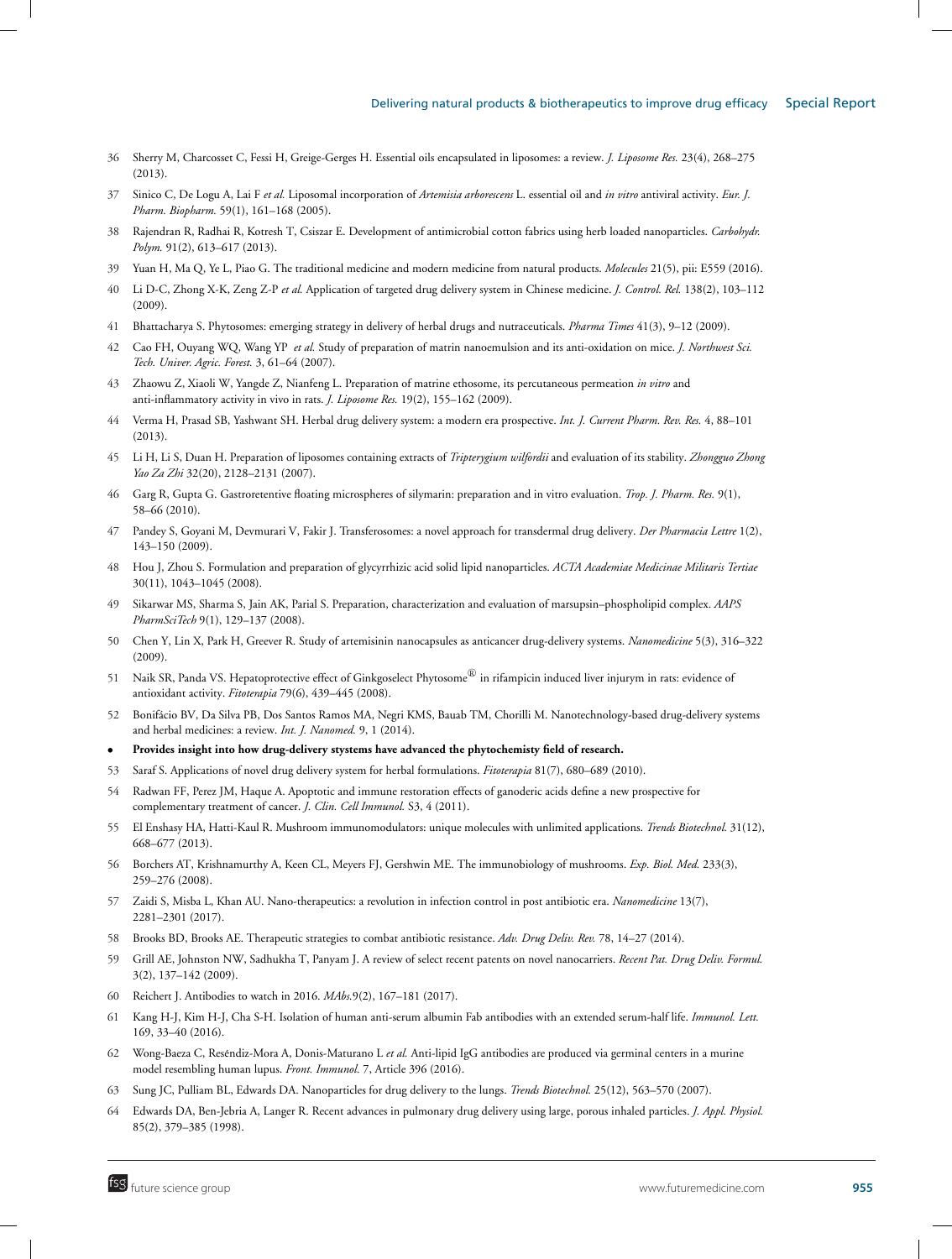36 Sherry M, Charcosset C, Fessi H, Greige-Gerges H. Essential oils encapsulated in liposomes: a review. *J. Liposome Res.* 23(4), 268–275 (2013).

37 Sinico C, De Logu A, Lai F *et al.* Liposomal incorporation of *Artemisia arborescens* L. essential oil and *in vitro* antiviral activity. *Eur. J. Pharm. Biopharm.* 59(1), 161–168 (2005).

38 Rajendran R, Radhai R, Kotresh T, Csiszar E. Development of antimicrobial cotton fabrics using herb loaded nanoparticles. *Carbohydr. Polym.* 91(2), 613–617 (2013).

39 Yuan H, Ma Q, Ye L, Piao G. The traditional medicine and modern medicine from natural products. *Molecules* 21(5), pii: E559 (2016).

40 Li D-C, Zhong X-K, Zeng Z-P *et al.* Application of targeted drug delivery system in Chinese medicine. *J. Control. Rel.* 138(2), 103–112 (2009).

41 Bhattacharya S. Phytosomes: emerging strategy in delivery of herbal drugs and nutraceuticals. *Pharma Times* 41(3), 9–12 (2009).

42 Cao FH, Ouyang WQ, Wang YP *et al.* Study of preparation of matrin nanoemulsion and its anti-oxidation on mice. *J. Northwest Sci. Tech. Univer. Agric. Forest.* 3, 61–64 (2007).

43 Zhaowu Z, Xiaoli W, Yangde Z, Nianfeng L. Preparation of matrine ethosome, its percutaneous permeation *in vitro* and anti-inflammatory activity in vivo in rats. *J. Liposome Res.* 19(2), 155–162 (2009).

44 Verma H, Prasad SB, Yashwant SH. Herbal drug delivery system: a modern era prospective. *Int. J. Current Pharm. Rev. Res.* 4, 88–101 (2013).

45 Li H, Li S, Duan H. Preparation of liposomes containing extracts of *Tripterygium wilfordii* and evaluation of its stability. *Zhongguo Zhong Yao Za Zhi* 32(20), 2128–2131 (2007).

46 Garg R, Gupta G. Gastroretentive floating microspheres of silymarin: preparation and in vitro evaluation. *Trop. J. Pharm. Res.* 9(1), 58–66 (2010).

47 Pandey S, Goyani M, Devmurari V, Fakir J. Transferosomes: a novel approach for transdermal drug delivery. *Der Pharmacia Lettre* 1(2), 143–150 (2009).

48 Hou J, Zhou S. Formulation and preparation of glycyrrhizic acid solid lipid nanoparticles. *ACTA Academiae Medicinae Militaris Tertiae* 30(11), 1043–1045 (2008).

49 Sikarwar MS, Sharma S, Jain AK, Parial S. Preparation, characterization and evaluation of marsupsin–phospholipid complex. *AAPS PharmSciTech* 9(1), 129–137 (2008).

50 Chen Y, Lin X, Park H, Greever R. Study of artemisinin nanocapsules as anticancer drug-delivery systems. *Nanomedicine* 5(3), 316–322 (2009).

51 Naik SR, Panda VS. Hepatoprotective effect of Ginkgoselect Phytosome® in rifampicin induced liver injurym in rats: evidence of antioxidant activity. *Fitoterapia* 79(6), 439–445 (2008).

52 Bonifácio BV, Da Silva PB, Dos Santos Ramos MA, Negri KMS, Bauab TM, Chorilli M. Nanotechnology-based drug-delivery systems and herbal medicines: a review. *Int. J. Nanomed.* 9, 1 (2014).

- **Provides insight into how drug-delivery stystems have advanced the phytochemisty field of research.**

53 Saraf S. Applications of novel drug delivery system for herbal formulations. *Fitoterapia* 81(7), 680–689 (2010).

54 Radwan FF, Perez JM, Haque A. Apoptotic and immune restoration effects of ganoderic acids define a new prospective for complementary treatment of cancer. *J. Clin. Cell Immunol.* S3, 4 (2011).

55 El Enshasy HA, Hatti-Kaul R. Mushroom immunomodulators: unique molecules with unlimited applications. *Trends Biotechnol.* 31(12), 668–677 (2013).

56 Borchers AT, Krishnamurthy A, Keen CL, Meyers FJ, Gershwin ME. The immunobiology of mushrooms. *Exp. Biol. Med.* 233(3), 259–276 (2008).

57 Zaidi S, Misba L, Khan AU. Nano-therapeutics: a revolution in infection control in post antibiotic era. *Nanomedicine* 13(7), 2281–2301 (2017).

58 Brooks BD, Brooks AE. Therapeutic strategies to combat antibiotic resistance. *Adv. Drug Deliv. Rev.* 78, 14–27 (2014).

59 Grill AE, Johnston NW, Sadhukha T, Panyam J. A review of select recent patents on novel nanocarriers. *Recent Pat. Drug Deliv. Formul.* 3(2), 137–142 (2009).

60 Reichert J. Antibodies to watch in 2016. *MAbs.*9(2), 167–181 (2017).

61 Kang H-J, Kim H-J, Cha S-H. Isolation of human anti-serum albumin Fab antibodies with an extended serum-half life. *Immunol. Lett.* 169, 33–40 (2016).

62 Wong-Baeza C, Reséndiz-Mora A, Donis-Maturano L *et al.* Anti-lipid IgG antibodies are produced via germinal centers in a murine model resembling human lupus. *Front. Immunol.* 7, Article 396 (2016).

63 Sung JC, Pulliam BL, Edwards DA. Nanoparticles for drug delivery to the lungs. *Trends Biotechnol.* 25(12), 563–570 (2007).

64 Edwards DA, Ben-Jebria A, Langer R. Recent advances in pulmonary drug delivery using large, porous inhaled particles. *J. Appl. Physiol.* 85(2), 379–385 (1998).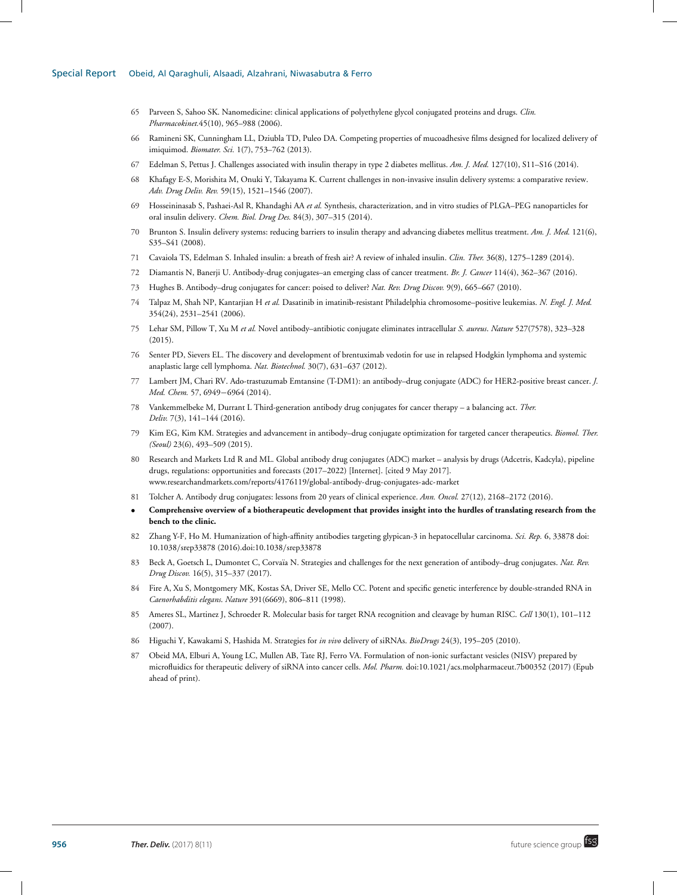65 Parveen S, Sahoo SK. Nanomedicine: clinical applications of polyethylene glycol conjugated proteins and drugs. *Clin. Pharmacokinet.*45(10), 965–988 (2006).

66 Ramineni SK, Cunningham LL, Dziubla TD, Puleo DA. Competing properties of mucoadhesive films designed for localized delivery of imiquimod. *Biomater. Sci.* 1(7), 753–762 (2013).

67 Edelman S, Pettus J. Challenges associated with insulin therapy in type 2 diabetes mellitus. *Am. J. Med.* 127(10), S11–S16 (2014).

68 Khafagy E-S, Morishita M, Onuki Y, Takayama K. Current challenges in non-invasive insulin delivery systems: a comparative review. *Adv. Drug Deliv. Rev.* 59(15), 1521–1546 (2007).

69 Hosseininasab S, Pashaei-Asl R, Khandaghi AA *et al.* Synthesis, characterization, and in vitro studies of PLGA–PEG nanoparticles for oral insulin delivery. *Chem. Biol. Drug Des.* 84(3), 307–315 (2014).

70 Brunton S. Insulin delivery systems: reducing barriers to insulin therapy and advancing diabetes mellitus treatment. *Am. J. Med.* 121(6), S35–S41 (2008).

71 Cavaiola TS, Edelman S. Inhaled insulin: a breath of fresh air? A review of inhaled insulin. *Clin. Ther.* 36(8), 1275–1289 (2014).

72 Diamantis N, Banerji U. Antibody-drug conjugates–an emerging class of cancer treatment. *Br. J. Cancer* 114(4), 362–367 (2016).

73 Hughes B. Antibody–drug conjugates for cancer: poised to deliver? *Nat. Rev. Drug Discov.* 9(9), 665–667 (2010).

74 Talpaz M, Shah NP, Kantarjian H *et al.* Dasatinib in imatinib-resistant Philadelphia chromosome–positive leukemias. *N. Engl. J. Med.* 354(24), 2531–2541 (2006).

75 Lehar SM, Pillow T, Xu M *et al.* Novel antibody–antibiotic conjugate eliminates intracellular *S. aureus*. *Nature* 527(7578), 323–328 (2015).

76 Senter PD, Sievers EL. The discovery and development of brentuximab vedotin for use in relapsed Hodgkin lymphoma and systemic anaplastic large cell lymphoma. *Nat. Biotechnol.* 30(7), 631–637 (2012).

77 Lambert JM, Chari RV. Ado-trastuzumab Emtansine (T-DM1): an antibody–drug conjugate (ADC) for HER2-positive breast cancer. *J. Med. Chem.* 57, 6949−6964 (2014).

78 Vankemmelbeke M, Durrant L Third-generation antibody drug conjugates for cancer therapy – a balancing act. *Ther. Deliv.* 7(3), 141–144 (2016).

79 Kim EG, Kim KM. Strategies and advancement in antibody–drug conjugate optimization for targeted cancer therapeutics. *Biomol. Ther. (Seoul)* 23(6), 493–509 (2015).

80 Research and Markets Ltd R and ML. Global antibody drug conjugates (ADC) market – analysis by drugs (Adcetris, Kadcyla), pipeline drugs, regulations: opportunities and forecasts (2017–2022) [Internet]. [cited 9 May 2017]. www.researchandmarkets.com/reports/4176119/global-antibody-drug-conjugates-adc-market

81 Tolcher A. Antibody drug conjugates: lessons from 20 years of clinical experience. *Ann. Oncol.* 27(12), 2168–2172 (2016).

- **Comprehensive overview of a biotherapeutic development that provides insight into the hurdles of translating research from the bench to the clinic.**

82 Zhang Y-F, Ho M. Humanization of high-affinity antibodies targeting glypican-3 in hepatocellular carcinoma. *Sci. Rep.* 6, 33878 doi: 10.1038/srep33878 (2016).doi:10.1038/srep33878

83 Beck A, Goetsch L, Dumontet C, Corvaïa N. Strategies and challenges for the next generation of antibody–drug conjugates. *Nat. Rev. Drug Discov.* 16(5), 315–337 (2017).

84 Fire A, Xu S, Montgomery MK, Kostas SA, Driver SE, Mello CC. Potent and specific genetic interference by double-stranded RNA in *Caenorhabditis elegans*. *Nature* 391(6669), 806–811 (1998).

85 Ameres SL, Martinez J, Schroeder R. Molecular basis for target RNA recognition and cleavage by human RISC. *Cell* 130(1), 101–112 (2007).

86 Higuchi Y, Kawakami S, Hashida M. Strategies for *in vivo* delivery of siRNAs. *BioDrugs* 24(3), 195–205 (2010).

87 Obeid MA, Elburi A, Young LC, Mullen AB, Tate RJ, Ferro VA. Formulation of non-ionic surfactant vesicles (NISV) prepared by microfluidics for therapeutic delivery of siRNA into cancer cells. *Mol. Pharm.* doi:10.1021/acs.molpharmaceut.7b00352 (2017) (Epub ahead of print).